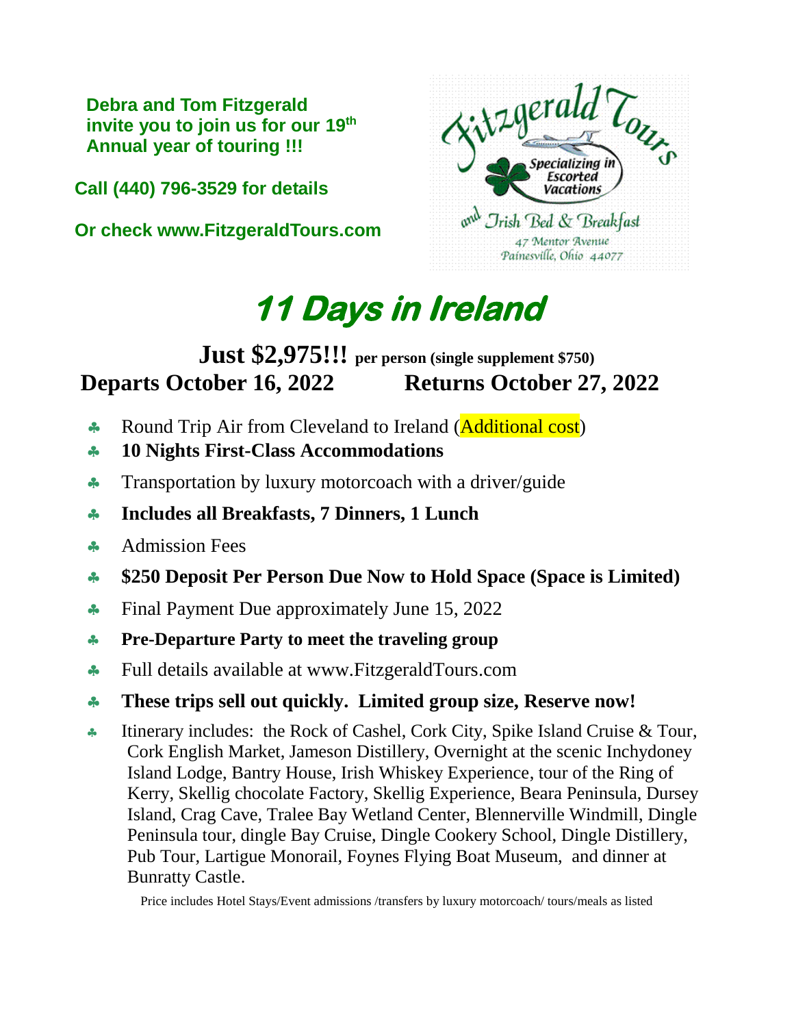**Debra and Tom Fitzgerald invite you to join us for our 19th Annual year of touring !!!**

**Call (440) 796-3529 for details**

**Or check www.FitzgeraldTours.com**

Fitzgerald Tours
Specializing in Escorted Vacations
and Irish Bed & Breakfast
47 Mentor Avenue
Painesville, Ohio 44077

# *11 Days in Ireland*

**Just $2,975!!! per person (single supplement $750)**

**Departs October 16, 2022 Returns October 27, 2022**

- Round Trip Air from Cleveland to Ireland (Additional cost)
- **10 Nights First-Class Accommodations**
- Transportation by luxury motorcoach with a driver/guide
- **Includes all Breakfasts, 7 Dinners, 1 Lunch**
- Admission Fees
- **$250 Deposit Per Person Due Now to Hold Space (Space is Limited)**
- Final Payment Due approximately June 15, 2022
- **Pre-Departure Party to meet the traveling group**
- Full details available at www.FitzgeraldTours.com
- **These trips sell out quickly. Limited group size, Reserve now!**
- Itinerary includes: the Rock of Cashel, Cork City, Spike Island Cruise & Tour, Cork English Market, Jameson Distillery, Overnight at the scenic Inchydoney Island Lodge, Bantry House, Irish Whiskey Experience, tour of the Ring of Kerry, Skellig chocolate Factory, Skellig Experience, Beara Peninsula, Dursey Island, Crag Cave, Tralee Bay Wetland Center, Blennerville Windmill, Dingle Peninsula tour, dingle Bay Cruise, Dingle Cookery School, Dingle Distillery, Pub Tour, Lartigue Monorail, Foynes Flying Boat Museum, and dinner at Bunratty Castle.

Price includes Hotel Stays/Event admissions /transfers by luxury motorcoach/ tours/meals as listed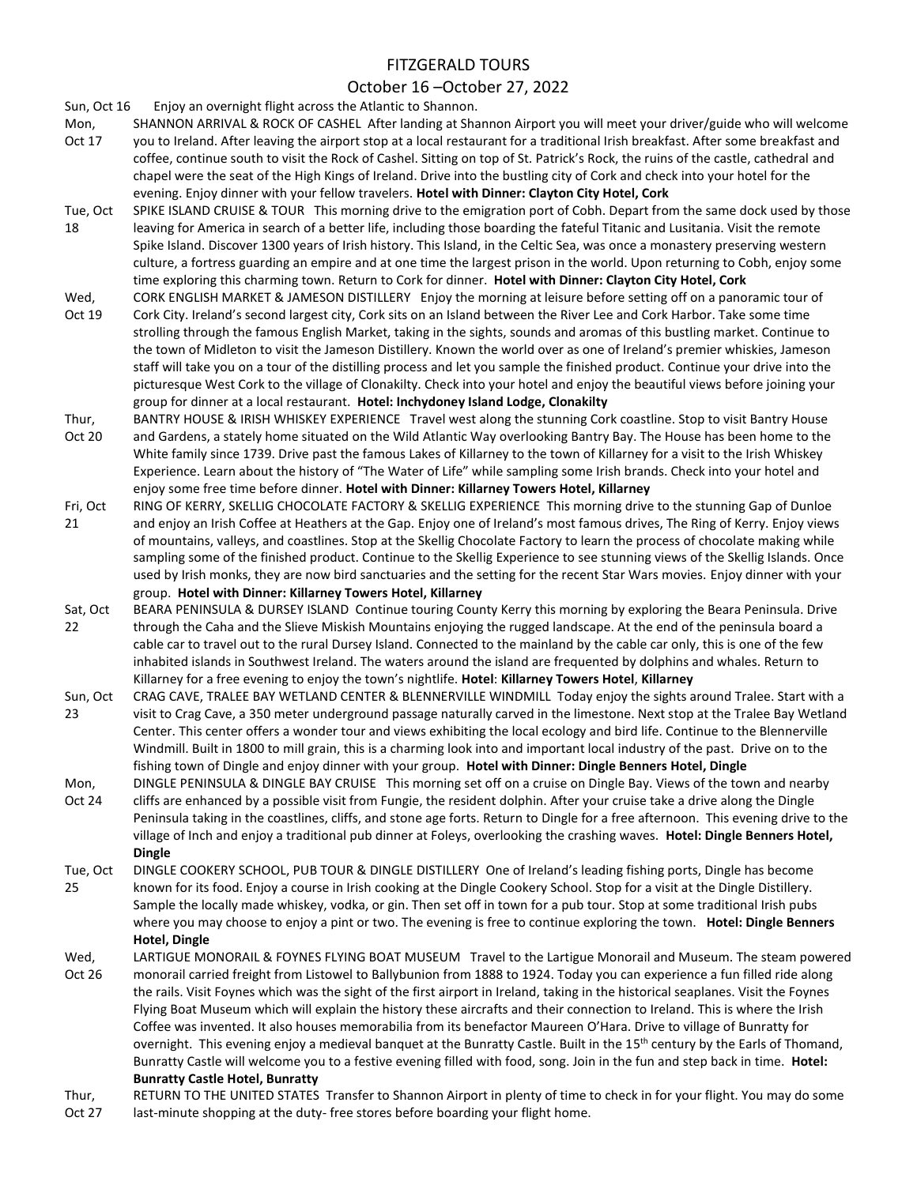# FITZGERALD TOURS

## October 16 –October 27, 2022

**Sun, Oct 16** Enjoy an overnight flight across the Atlantic to Shannon.

**Mon, Oct 17** SHANNON ARRIVAL & ROCK OF CASHEL After landing at Shannon Airport you will meet your driver/guide who will welcome you to Ireland. After leaving the airport stop at a local restaurant for a traditional Irish breakfast. After some breakfast and coffee, continue south to visit the Rock of Cashel. Sitting on top of St. Patrick's Rock, the ruins of the castle, cathedral and chapel were the seat of the High Kings of Ireland. Drive into the bustling city of Cork and check into your hotel for the evening. Enjoy dinner with your fellow travelers. **Hotel with Dinner: Clayton City Hotel, Cork**

**Tue, Oct 18** SPIKE ISLAND CRUISE & TOUR This morning drive to the emigration port of Cobh. Depart from the same dock used by those leaving for America in search of a better life, including those boarding the fateful Titanic and Lusitania. Visit the remote Spike Island. Discover 1300 years of Irish history. This Island, in the Celtic Sea, was once a monastery preserving western culture, a fortress guarding an empire and at one time the largest prison in the world. Upon returning to Cobh, enjoy some time exploring this charming town. Return to Cork for dinner. **Hotel with Dinner: Clayton City Hotel, Cork**

**Wed, Oct 19** CORK ENGLISH MARKET & JAMESON DISTILLERY Enjoy the morning at leisure before setting off on a panoramic tour of Cork City. Ireland's second largest city, Cork sits on an Island between the River Lee and Cork Harbor. Take some time strolling through the famous English Market, taking in the sights, sounds and aromas of this bustling market. Continue to the town of Midleton to visit the Jameson Distillery. Known the world over as one of Ireland's premier whiskies, Jameson staff will take you on a tour of the distilling process and let you sample the finished product. Continue your drive into the picturesque West Cork to the village of Clonakilty. Check into your hotel and enjoy the beautiful views before joining your group for dinner at a local restaurant. **Hotel: Inchydoney Island Lodge, Clonakilty**

**Thur, Oct 20** BANTRY HOUSE & IRISH WHISKEY EXPERIENCE Travel west along the stunning Cork coastline. Stop to visit Bantry House and Gardens, a stately home situated on the Wild Atlantic Way overlooking Bantry Bay. The House has been home to the White family since 1739. Drive past the famous Lakes of Killarney to the town of Killarney for a visit to the Irish Whiskey Experience. Learn about the history of "The Water of Life" while sampling some Irish brands. Check into your hotel and enjoy some free time before dinner. **Hotel with Dinner: Killarney Towers Hotel, Killarney**

**Fri, Oct 21** RING OF KERRY, SKELLIG CHOCOLATE FACTORY & SKELLIG EXPERIENCE This morning drive to the stunning Gap of Dunloe and enjoy an Irish Coffee at Heathers at the Gap. Enjoy one of Ireland's most famous drives, The Ring of Kerry. Enjoy views of mountains, valleys, and coastlines. Stop at the Skellig Chocolate Factory to learn the process of chocolate making while sampling some of the finished product. Continue to the Skellig Experience to see stunning views of the Skellig Islands. Once used by Irish monks, they are now bird sanctuaries and the setting for the recent Star Wars movies. Enjoy dinner with your group. **Hotel with Dinner: Killarney Towers Hotel, Killarney**

**Sat, Oct 22** BEARA PENINSULA & DURSEY ISLAND Continue touring County Kerry this morning by exploring the Beara Peninsula. Drive through the Caha and the Slieve Miskish Mountains enjoying the rugged landscape. At the end of the peninsula board a cable car to travel out to the rural Dursey Island. Connected to the mainland by the cable car only, this is one of the few inhabited islands in Southwest Ireland. The waters around the island are frequented by dolphins and whales. Return to Killarney for a free evening to enjoy the town's nightlife. **Hotel**: **Killarney Towers Hotel**, **Killarney**

**Sun, Oct 23** CRAG CAVE, TRALEE BAY WETLAND CENTER & BLENNERVILLE WINDMILL Today enjoy the sights around Tralee. Start with a visit to Crag Cave, a 350 meter underground passage naturally carved in the limestone. Next stop at the Tralee Bay Wetland Center. This center offers a wonder tour and views exhibiting the local ecology and bird life. Continue to the Blennerville Windmill. Built in 1800 to mill grain, this is a charming look into and important local industry of the past. Drive on to the fishing town of Dingle and enjoy dinner with your group. **Hotel with Dinner: Dingle Benners Hotel, Dingle**

**Mon, Oct 24** DINGLE PENINSULA & DINGLE BAY CRUISE This morning set off on a cruise on Dingle Bay. Views of the town and nearby cliffs are enhanced by a possible visit from Fungie, the resident dolphin. After your cruise take a drive along the Dingle Peninsula taking in the coastlines, cliffs, and stone age forts. Return to Dingle for a free afternoon. This evening drive to the village of Inch and enjoy a traditional pub dinner at Foleys, overlooking the crashing waves. **Hotel: Dingle Benners Hotel, Dingle**

**Tue, Oct 25** DINGLE COOKERY SCHOOL, PUB TOUR & DINGLE DISTILLERY One of Ireland's leading fishing ports, Dingle has become known for its food. Enjoy a course in Irish cooking at the Dingle Cookery School. Stop for a visit at the Dingle Distillery. Sample the locally made whiskey, vodka, or gin. Then set off in town for a pub tour. Stop at some traditional Irish pubs where you may choose to enjoy a pint or two. The evening is free to continue exploring the town. **Hotel: Dingle Benners Hotel, Dingle**

**Wed, Oct 26** LARTIGUE MONORAIL & FOYNES FLYING BOAT MUSEUM Travel to the Lartigue Monorail and Museum. The steam powered monorail carried freight from Listowel to Ballybunion from 1888 to 1924. Today you can experience a fun filled ride along the rails. Visit Foynes which was the sight of the first airport in Ireland, taking in the historical seaplanes. Visit the Foynes Flying Boat Museum which will explain the history these aircrafts and their connection to Ireland. This is where the Irish Coffee was invented. It also houses memorabilia from its benefactor Maureen O'Hara. Drive to village of Bunratty for overnight. This evening enjoy a medieval banquet at the Bunratty Castle. Built in the 15th century by the Earls of Thomond, Bunratty Castle will welcome you to a festive evening filled with food, song. Join in the fun and step back in time. **Hotel: Bunratty Castle Hotel, Bunratty**

**Thur, Oct 27** RETURN TO THE UNITED STATES Transfer to Shannon Airport in plenty of time to check in for your flight. You may do some last-minute shopping at the duty- free stores before boarding your flight home.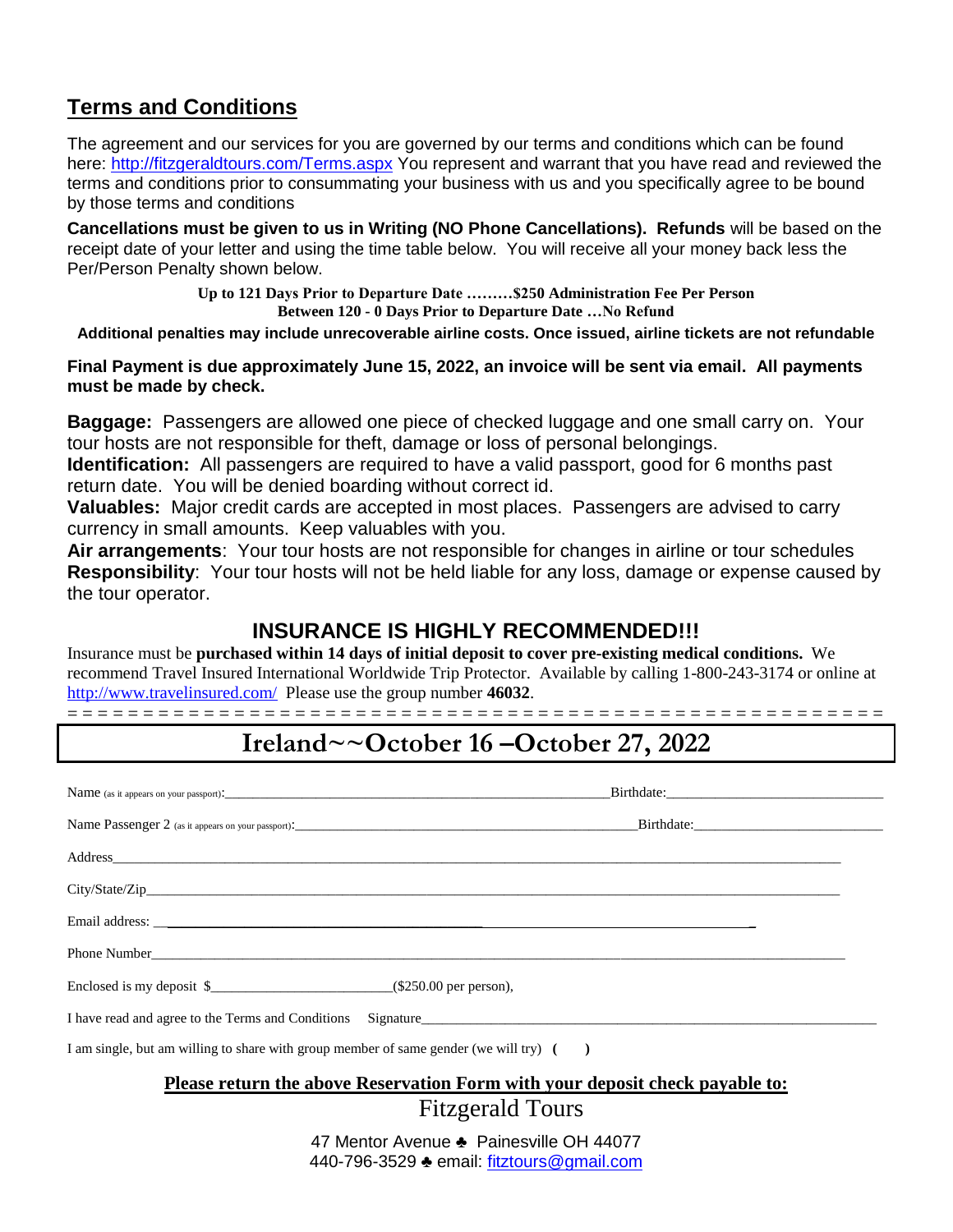## Terms and Conditions

The agreement and our services for you are governed by our terms and conditions which can be found here: http://fitzgeraldtours.com/Terms.aspx You represent and warrant that you have read and reviewed the terms and conditions prior to consummating your business with us and you specifically agree to be bound by those terms and conditions

**Cancellations must be given to us in Writing (NO Phone Cancellations). Refunds** will be based on the receipt date of your letter and using the time table below. You will receive all your money back less the Per/Person Penalty shown below.

**Up to 121 Days Prior to Departure Date ………$250 Administration Fee Per Person**
**Between 120 - 0 Days Prior to Departure Date …No Refund**

**Additional penalties may include unrecoverable airline costs. Once issued, airline tickets are not refundable**

**Final Payment is due approximately June 15, 2022, an invoice will be sent via email. All payments must be made by check.**

**Baggage:** Passengers are allowed one piece of checked luggage and one small carry on. Your tour hosts are not responsible for theft, damage or loss of personal belongings.
**Identification:** All passengers are required to have a valid passport, good for 6 months past return date. You will be denied boarding without correct id.
**Valuables:** Major credit cards are accepted in most places. Passengers are advised to carry currency in small amounts. Keep valuables with you.
**Air arrangements**: Your tour hosts are not responsible for changes in airline or tour schedules
**Responsibility**: Your tour hosts will not be held liable for any loss, damage or expense caused by the tour operator.

### INSURANCE IS HIGHLY RECOMMENDED!!!

Insurance must be **purchased within 14 days of initial deposit to cover pre-existing medical conditions.** We recommend Travel Insured International Worldwide Trip Protector. Available by calling 1-800-243-3174 or online at http://www.travelinsured.com/ Please use the group number **46032**.

= = = = = = = = = = = = = = = = = = = = = = = = = = = = = = = = = = = = = = = = = = = = = = = = = = = = = =

## Ireland~~October 16 –October 27, 2022

Name (as it appears on your passport):_______________________________________________Birthdate:______________________

Name Passenger 2 (as it appears on your passport):_____________________________________Birthdate:____________________

Address_________________________________________________________________________________________

City/State/Zip______________________________________________________________________________________

Email address: __________________________________________________________________

Phone Number______________________________________________________________________________________

Enclosed is my deposit $_____________________($250.00 per person),

I have read and agree to the Terms and Conditions Signature_____________________________________________________

I am single, but am willing to share with group member of same gender (we will try) **( )**

**Please return the above Reservation Form with your deposit check payable to:**

Fitzgerald Tours

47 Mentor Avenue ♣ Painesville OH 44077
440-796-3529 ♣ email: fitztours@gmail.com